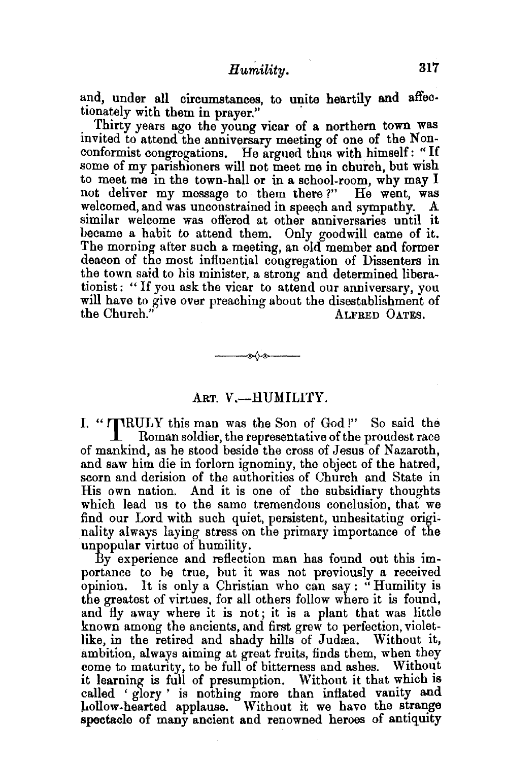and, under all circumstances, to unite heartily and affectionately with them in prayer."

Thirty years ago the young vicar of a northern town was invited to attend the anniversary meeting of one of the Nonconformist congregations. He argued thus with himself: "If some of my parishioners will not meet me in church, but wish to meet me in the town-hall or in a school-room, why may I not deliver my message to them there?" He went, was welcomed, and was unconstrained in speech and sympathy. A similar welcome was offered at other anniversaries until it became a habit to attend them. Only goodwill came of it. The morning after such a meeting, an old member and former deacon of the most influential congregation of Dissenters in the town said to his minister, a strong and determined liberationist: "If you ask the vicar to attend our anniversary, you will have to give over preaching about the disestablishment of the Church."

ALFRED OATES.

---

## ART. V.—HUMILITY.

I. "TRULY this man was the Son of God!" So said the Roman soldier, the representative of the proudest race of mankind, as he stood beside the cross of Jesus of Nazareth, and saw him die in forlorn ignominy, the object of the hatred, scorn and derision of the authorities of Church and State in His own nation. And it is one of the subsidiary thoughts which lead us to the same tremendous conclusion, that we find our Lord with such quiet, persistent, unhesitating originality always laying stress on the primary importance of the unpopular virtue of humility.

By experience and reflection man has found out this importance to be true, but it was not previously a received opinion. It is only a Christian who can say: "Humility is the greatest of virtues, for all others follow where it is found, and fly away where it is not; it is a plant that was little known among the ancients, and first grew to perfection, violet-like, in the retired and shady hills of Judæa. Without it, ambition, always aiming at great fruits, finds them, when they come to maturity, to be full of bitterness and ashes. Without it learning is full of presumption. Without it that which is called 'glory' is nothing more than inflated vanity and hollow-hearted applause. Without it we have the strange spectacle of many ancient and renowned heroes of antiquity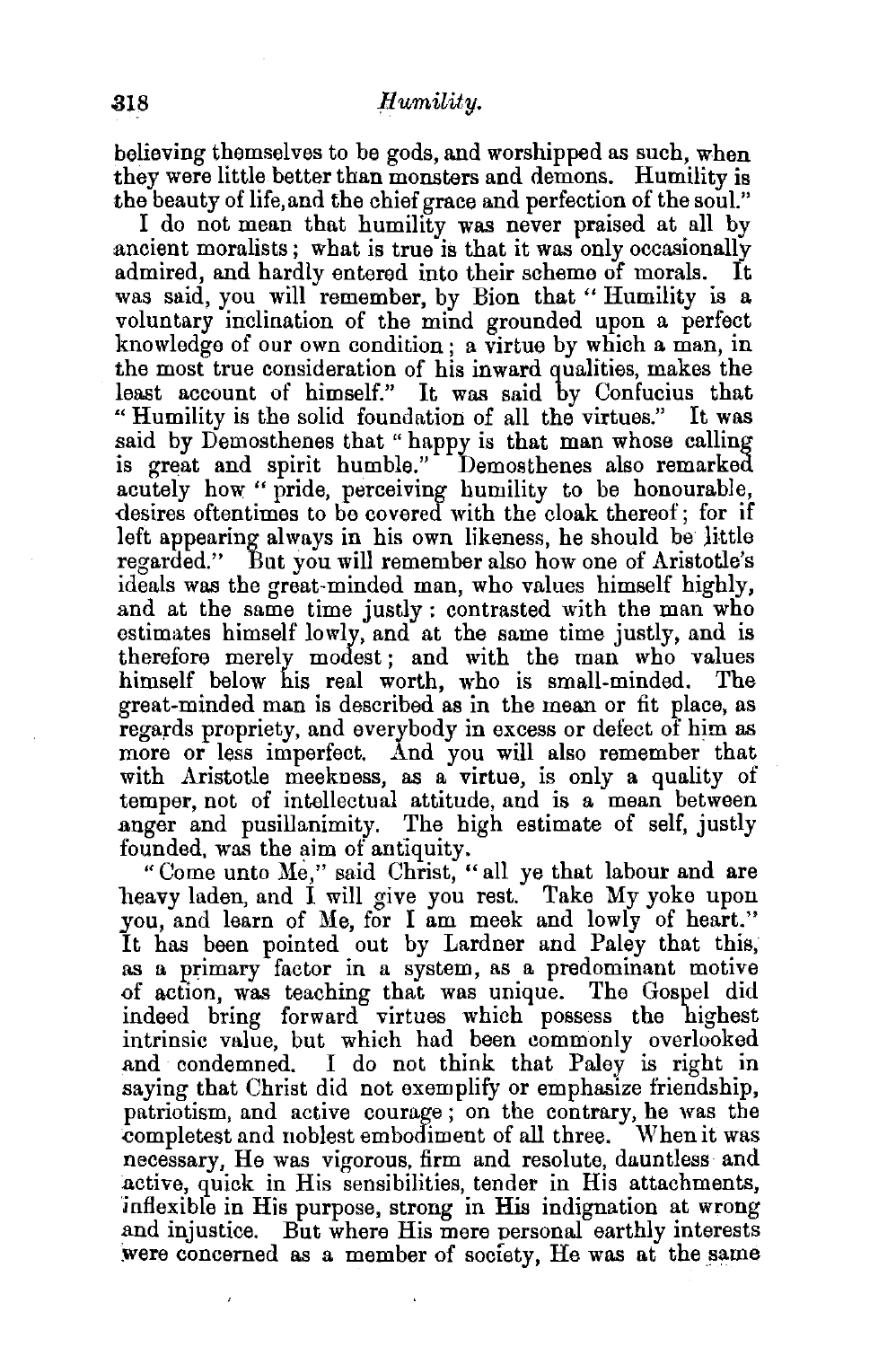believing themselves to be gods, and worshipped as such, when they were little better than monsters and demons. Humility is the beauty of life, and the chief grace and perfection of the soul."

I do not mean that humility was never praised at all by ancient moralists; what is true is that it was only occasionally admired, and hardly entered into their scheme of morals. It was said, you will remember, by Bion that "Humility is a voluntary inclination of the mind grounded upon a perfect knowledge of our own condition; a virtue by which a man, in the most true consideration of his inward qualities, makes the least account of himself." It was said by Confucius that "Humility is the solid foundation of all the virtues." It was said by Demosthenes that "happy is that man whose calling is great and spirit humble." Demosthenes also remarked acutely how "pride, perceiving humility to be honourable, desires oftentimes to be covered with the cloak thereof; for if left appearing always in his own likeness, he should be little regarded." But you will remember also how one of Aristotle's ideals was the great-minded man, who values himself highly, and at the same time justly: contrasted with the man who estimates himself lowly, and at the same time justly, and is therefore merely modest; and with the man who values himself below his real worth, who is small-minded. The great-minded man is described as in the mean or fit place, as regards propriety, and everybody in excess or defect of him as more or less imperfect. And you will also remember that with Aristotle meekness, as a virtue, is only a quality of temper, not of intellectual attitude, and is a mean between anger and pusillanimity. The high estimate of self, justly founded, was the aim of antiquity.

"Come unto Me," said Christ, "all ye that labour and are heavy laden, and I will give you rest. Take My yoke upon you, and learn of Me, for I am meek and lowly of heart." It has been pointed out by Lardner and Paley that this, as a primary factor in a system, as a predominant motive of action, was teaching that was unique. The Gospel did indeed bring forward virtues which possess the highest intrinsic value, but which had been commonly overlooked and condemned. I do not think that Paley is right in saying that Christ did not exemplify or emphasize friendship, patriotism, and active courage; on the contrary, he was the completest and noblest embodiment of all three. When it was necessary, He was vigorous, firm and resolute, dauntless and active, quick in His sensibilities, tender in His attachments, inflexible in His purpose, strong in His indignation at wrong and injustice. But where His mere personal earthly interests were concerned as a member of society, He was at the same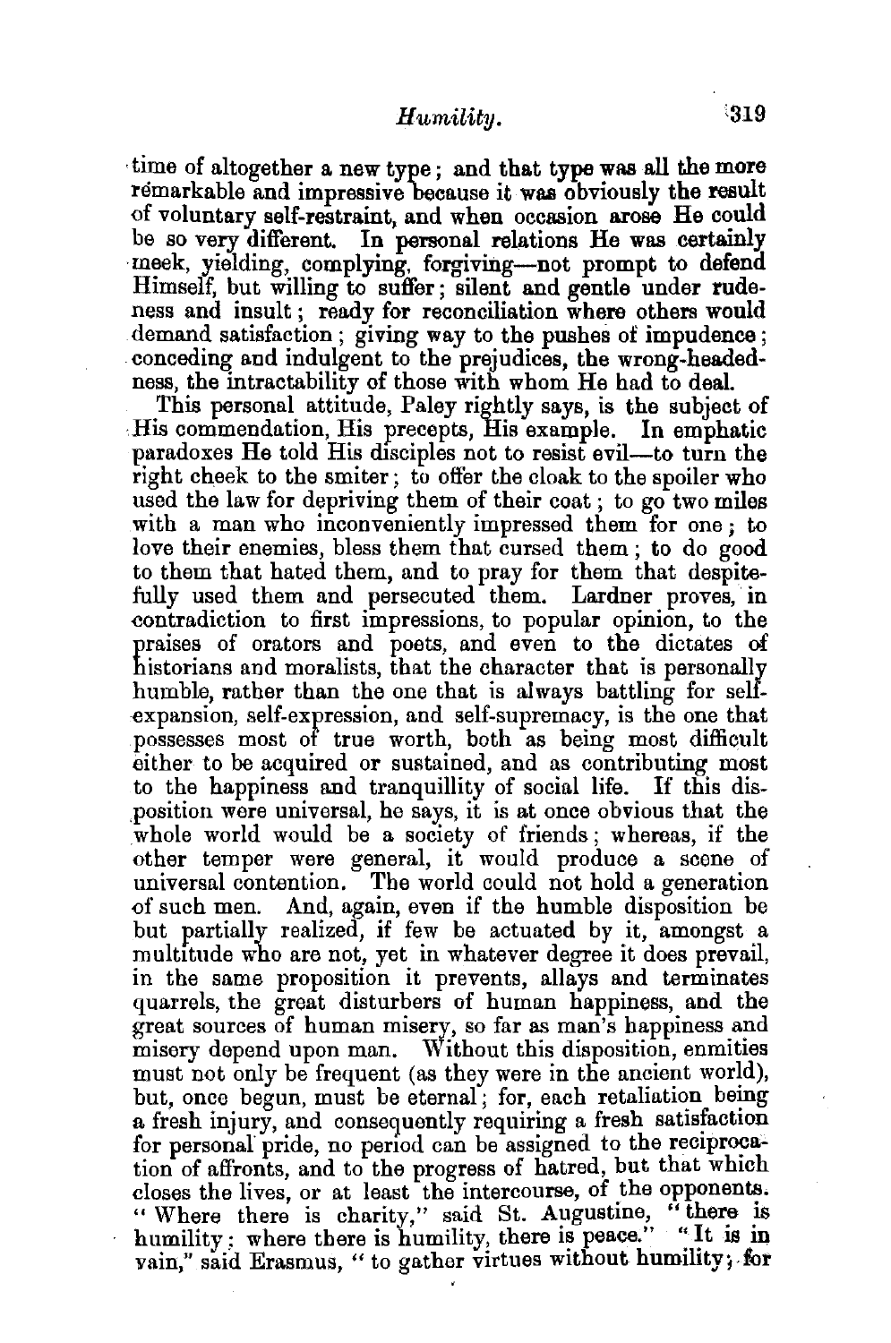time of altogether a new type; and that type was all the more remarkable and impressive because it was obviously the result of voluntary self-restraint, and when occasion arose He could be so very different. In personal relations He was certainly meek, yielding, complying, forgiving—not prompt to defend Himself, but willing to suffer; silent and gentle under rudeness and insult; ready for reconciliation where others would demand satisfaction; giving way to the pushes of impudence; conceding and indulgent to the prejudices, the wrong-headedness, the intractability of those with whom He had to deal.

This personal attitude, Paley rightly says, is the subject of His commendation, His precepts, His example. In emphatic paradoxes He told His disciples not to resist evil—to turn the right cheek to the smiter; to offer the cloak to the spoiler who used the law for depriving them of their coat; to go two miles with a man who inconveniently impressed them for one; to love their enemies, bless them that cursed them; to do good to them that hated them, and to pray for them that despitefully used them and persecuted them. Lardner proves, in contradiction to first impressions, to popular opinion, to the praises of orators and poets, and even to the dictates of historians and moralists, that the character that is personally humble, rather than the one that is always battling for self-expansion, self-expression, and self-supremacy, is the one that possesses most of true worth, both as being most difficult either to be acquired or sustained, and as contributing most to the happiness and tranquillity of social life. If this disposition were universal, he says, it is at once obvious that the whole world would be a society of friends; whereas, if the other temper were general, it would produce a scene of universal contention. The world could not hold a generation of such men. And, again, even if the humble disposition be but partially realized, if few be actuated by it, amongst a multitude who are not, yet in whatever degree it does prevail, in the same proposition it prevents, allays and terminates quarrels, the great disturbers of human happiness, and the great sources of human misery, so far as man's happiness and misery depend upon man. Without this disposition, enmities must not only be frequent (as they were in the ancient world), but, once begun, must be eternal; for, each retaliation being a fresh injury, and consequently requiring a fresh satisfaction for personal pride, no period can be assigned to the reciprocation of affronts, and to the progress of hatred, but that which closes the lives, or at least the intercourse, of the opponents. "Where there is charity," said St. Augustine, "there is humility; where there is humility, there is peace." "It is in vain," said Erasmus, "to gather virtues without humility; for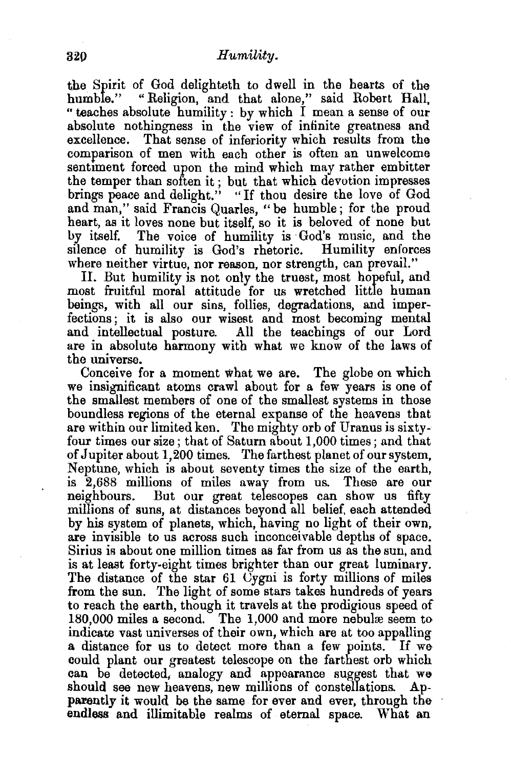the Spirit of God delighteth to dwell in the hearts of the humble." "Religion, and that alone," said Robert Hall, "teaches absolute humility: by which I mean a sense of our absolute nothingness in the view of infinite greatness and excellence. That sense of inferiority which results from the comparison of men with each other is often an unwelcome sentiment forced upon the mind which may rather embitter the temper than soften it; but that which devotion impresses brings peace and delight." "If thou desire the love of God and man," said Francis Quarles, "be humble; for the proud heart, as it loves none but itself, so it is beloved of none but by itself. The voice of humility is God's music, and the silence of humility is God's rhetoric. Humility enforces where neither virtue, nor reason, nor strength, can prevail."

II. But humility is not only the truest, most hopeful, and most fruitful moral attitude for us wretched little human beings, with all our sins, follies, degradations, and imperfections; it is also our wisest and most becoming mental and intellectual posture. All the teachings of our Lord are in absolute harmony with what we know of the laws of the universe.

Conceive for a moment what we are. The globe on which we insignificant atoms crawl about for a few years is one of the smallest members of one of the smallest systems in those boundless regions of the eternal expanse of the heavens that are within our limited ken. The mighty orb of Uranus is sixty-four times our size; that of Saturn about 1,000 times; and that of Jupiter about 1,200 times. The farthest planet of our system, Neptune, which is about seventy times the size of the earth, is 2,688 millions of miles away from us. These are our neighbours. But our great telescopes can show us fifty millions of suns, at distances beyond all belief, each attended by his system of planets, which, having no light of their own, are invisible to us across such inconceivable depths of space. Sirius is about one million times as far from us as the sun, and is at least forty-eight times brighter than our great luminary. The distance of the star 61 Cygni is forty millions of miles from the sun. The light of some stars takes hundreds of years to reach the earth, though it travels at the prodigious speed of 180,000 miles a second. The 1,000 and more nebulæ seem to indicate vast universes of their own, which are at too appalling a distance for us to detect more than a few points. If we could plant our greatest telescope on the farthest orb which can be detected, analogy and appearance suggest that we should see new heavens, new millions of constellations. Apparently it would be the same for ever and ever, through the endless and illimitable realms of eternal space. What an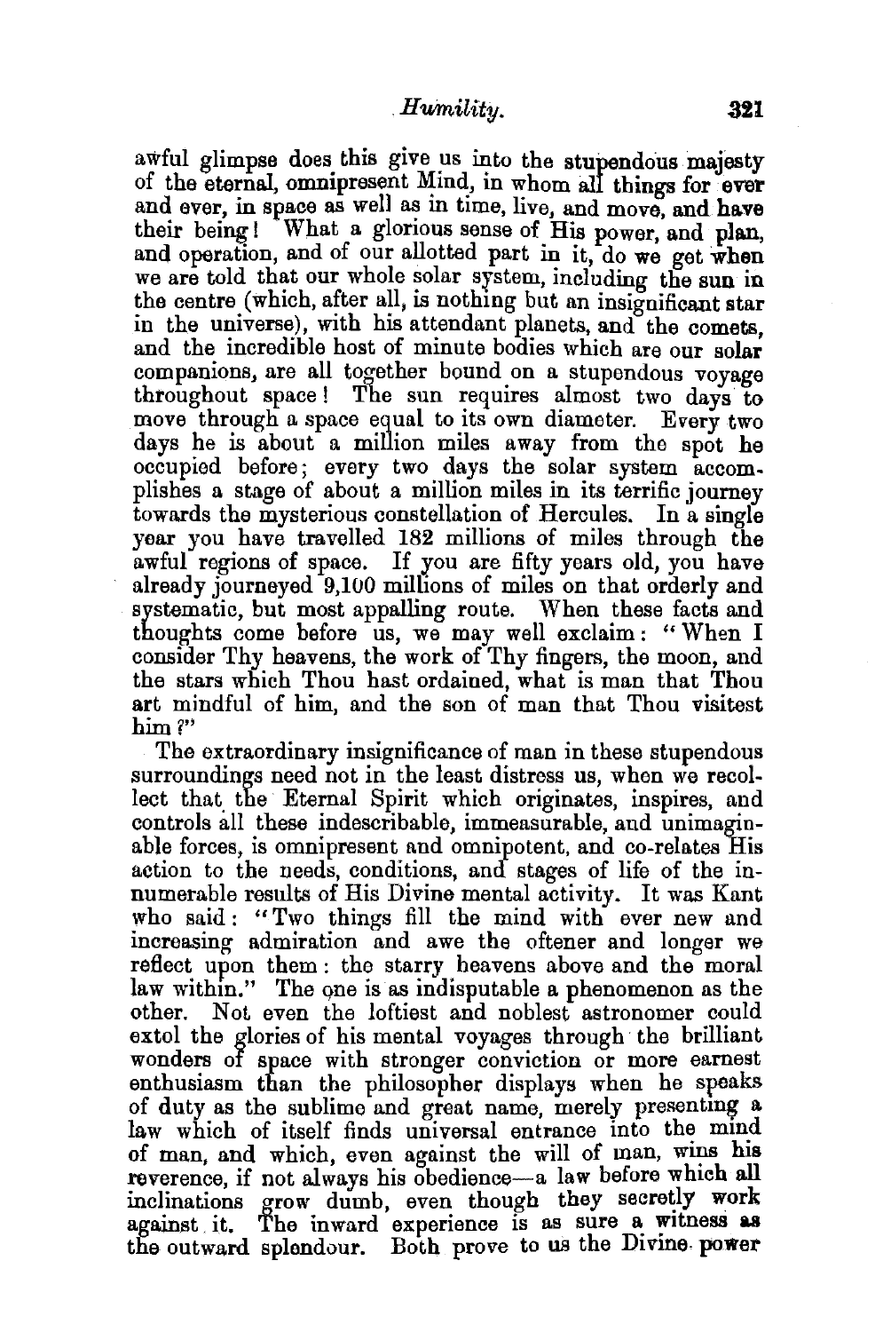awful glimpse does this give us into the stupendous majesty of the eternal, omnipresent Mind, in whom all things for ever and ever, in space as well as in time, live, and move, and have their being! What a glorious sense of His power, and plan, and operation, and of our allotted part in it, do we get when we are told that our whole solar system, including the sun in the centre (which, after all, is nothing but an insignificant star in the universe), with his attendant planets, and the comets, and the incredible host of minute bodies which are our solar companions, are all together bound on a stupendous voyage throughout space! The sun requires almost two days to move through a space equal to its own diameter. Every two days he is about a million miles away from the spot he occupied before; every two days the solar system accomplishes a stage of about a million miles in its terrific journey towards the mysterious constellation of Hercules. In a single year you have travelled 182 millions of miles through the awful regions of space. If you are fifty years old, you have already journeyed 9,100 millions of miles on that orderly and systematic, but most appalling route. When these facts and thoughts come before us, we may well exclaim: "When I consider Thy heavens, the work of Thy fingers, the moon, and the stars which Thou hast ordained, what is man that Thou art mindful of him, and the son of man that Thou visitest him?"

The extraordinary insignificance of man in these stupendous surroundings need not in the least distress us, when we recollect that the Eternal Spirit which originates, inspires, and controls all these indescribable, immeasurable, and unimaginable forces, is omnipresent and omnipotent, and co-relates His action to the needs, conditions, and stages of life of the innumerable results of His Divine mental activity. It was Kant who said: "Two things fill the mind with ever new and increasing admiration and awe the oftener and longer we reflect upon them: the starry heavens above and the moral law within." The one is as indisputable a phenomenon as the other. Not even the loftiest and noblest astronomer could extol the glories of his mental voyages through the brilliant wonders of space with stronger conviction or more earnest enthusiasm than the philosopher displays when he speaks of duty as the sublime and great name, merely presenting a law which of itself finds universal entrance into the mind of man, and which, even against the will of man, wins his reverence, if not always his obedience—a law before which all inclinations grow dumb, even though they secretly work against it. The inward experience is as sure a witness as the outward splendour. Both prove to us the Divine power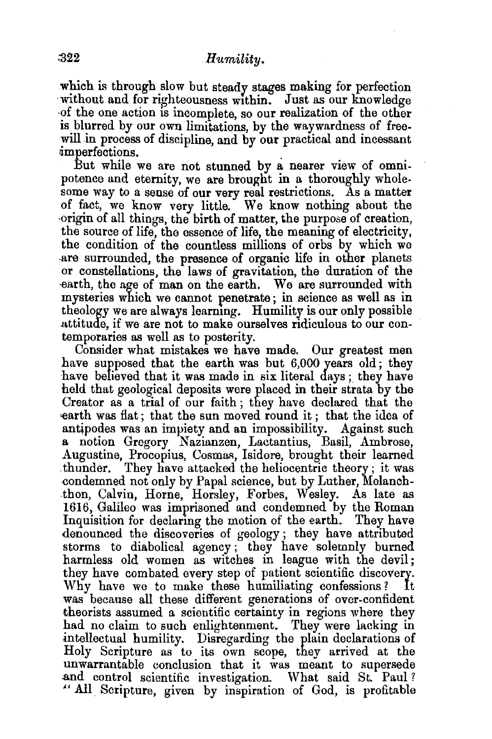which is through slow but steady stages making for perfection without and for righteousness within. Just as our knowledge of the one action is incomplete, so our realization of the other is blurred by our own limitations, by the waywardness of free-will in process of discipline, and by our practical and incessant imperfections.

But while we are not stunned by a nearer view of omnipotence and eternity, we are brought in a thoroughly wholesome way to a sense of our very real restrictions. As a matter of fact, we know very little. We know nothing about the origin of all things, the birth of matter, the purpose of creation, the source of life, the essence of life, the meaning of electricity, the condition of the countless millions of orbs by which we are surrounded, the presence of organic life in other planets or constellations, the laws of gravitation, the duration of the earth, the age of man on the earth. We are surrounded with mysteries which we cannot penetrate; in science as well as in theology we are always learning. Humility is our only possible attitude, if we are not to make ourselves ridiculous to our contemporaries as well as to posterity.

Consider what mistakes we have made. Our greatest men have supposed that the earth was but 6,000 years old; they have believed that it was made in six literal days; they have held that geological deposits were placed in their strata by the Creator as a trial of our faith; they have declared that the earth was flat; that the sun moved round it; that the idea of antipodes was an impiety and an impossibility. Against such a notion Gregory Nazianzen, Lactantius, Basil, Ambrose, Augustine, Procopius, Cosmas, Isidore, brought their learned thunder. They have attacked the heliocentric theory; it was condemned not only by Papal science, but by Luther, Melanchthon, Calvin, Horne, Horsley, Forbes, Wesley. As late as 1616, Galileo was imprisoned and condemned by the Roman Inquisition for declaring the motion of the earth. They have denounced the discoveries of geology; they have attributed storms to diabolical agency; they have solemnly burned harmless old women as witches in league with the devil; they have combated every step of patient scientific discovery. Why have we to make these humiliating confessions? It was because all these different generations of over-confident theorists assumed a scientific certainty in regions where they had no claim to such enlightenment. They were lacking in intellectual humility. Disregarding the plain declarations of Holy Scripture as to its own scope, they arrived at the unwarrantable conclusion that it was meant to supersede and control scientific investigation. What said St. Paul? "All Scripture, given by inspiration of God, is profitable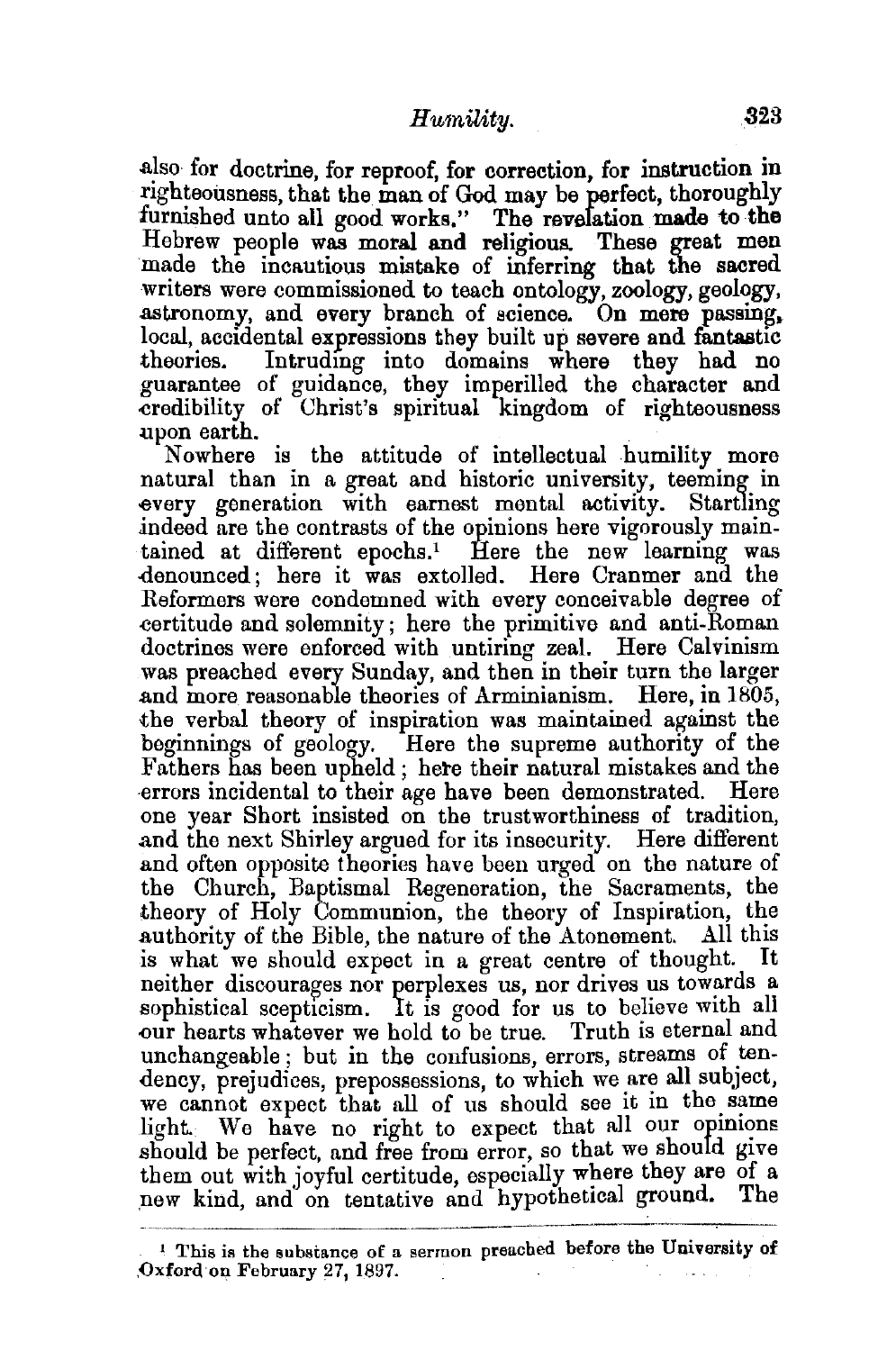also for doctrine, for reproof, for correction, for instruction in righteousness, that the man of God may be perfect, thoroughly furnished unto all good works." The revelation made to the Hebrew people was moral and religious. These great men made the incautious mistake of inferring that the sacred writers were commissioned to teach ontology, zoology, geology, astronomy, and every branch of science. On mere passing, local, accidental expressions they built up severe and fantastic theories. Intruding into domains where they had no guarantee of guidance, they imperilled the character and credibility of Christ's spiritual kingdom of righteousness upon earth.

Nowhere is the attitude of intellectual humility more natural than in a great and historic university, teeming in every generation with earnest mental activity. Startling indeed are the contrasts of the opinions here vigorously maintained at different epochs.[1] Here the new learning was denounced; here it was extolled. Here Cranmer and the Reformers were condemned with every conceivable degree of certitude and solemnity; here the primitive and anti-Roman doctrines were enforced with untiring zeal. Here Calvinism was preached every Sunday, and then in their turn the larger and more reasonable theories of Arminianism. Here, in 1805, the verbal theory of inspiration was maintained against the beginnings of geology. Here the supreme authority of the Fathers has been upheld; here their natural mistakes and the errors incidental to their age have been demonstrated. Here one year Short insisted on the trustworthiness of tradition, and the next Shirley argued for its insecurity. Here different and often opposite theories have been urged on the nature of the Church, Baptismal Regeneration, the Sacraments, the theory of Holy Communion, the theory of Inspiration, the authority of the Bible, the nature of the Atonement. All this is what we should expect in a great centre of thought. It neither discourages nor perplexes us, nor drives us towards a sophistical scepticism. It is good for us to believe with all our hearts whatever we hold to be true. Truth is eternal and unchangeable; but in the confusions, errors, streams of tendency, prejudices, prepossessions, to which we are all subject, we cannot expect that all of us should see it in the same light. We have no right to expect that all our opinions should be perfect, and free from error, so that we should give them out with joyful certitude, especially where they are of a new kind, and on tentative and hypothetical ground. The

---

[1] This is the substance of a sermon preached before the University of Oxford on February 27, 1897.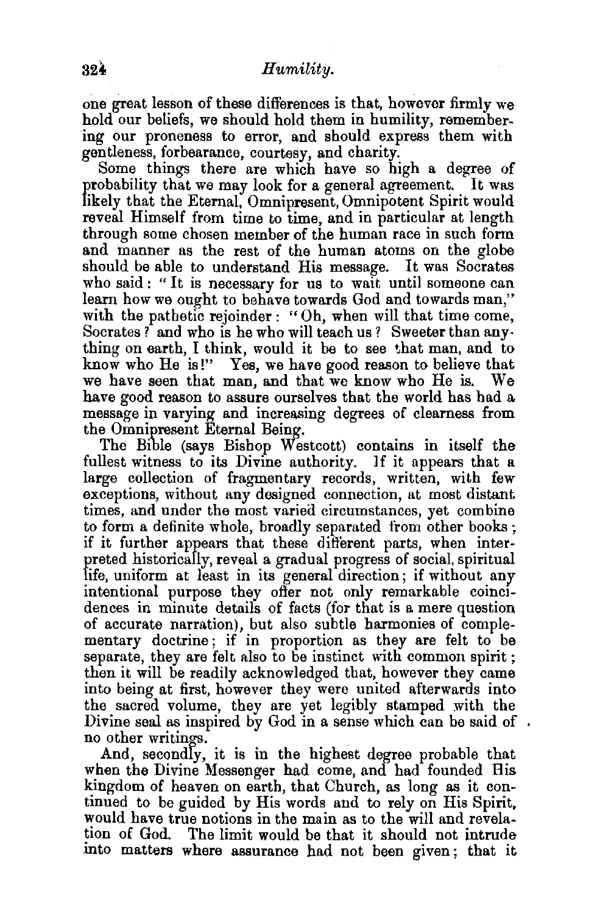one great lesson of these differences is that, however firmly we hold our beliefs, we should hold them in humility, remembering our proneness to error, and should express them with gentleness, forbearance, courtesy, and charity.

Some things there are which have so high a degree of probability that we may look for a general agreement. It was likely that the Eternal, Omnipresent, Omnipotent Spirit would reveal Himself from time to time, and in particular at length through some chosen member of the human race in such form and manner as the rest of the human atoms on the globe should be able to understand His message. It was Socrates who said: "It is necessary for us to wait until someone can learn how we ought to behave towards God and towards man," with the pathetic rejoinder: "Oh, when will that time come, Socrates? and who is he who will teach us? Sweeter than anything on earth, I think, would it be to see that man, and to know who He is!" Yes, we have good reason to believe that we have seen that man, and that we know who He is. We have good reason to assure ourselves that the world has had a message in varying and increasing degrees of clearness from the Omnipresent Eternal Being.

The Bible (says Bishop Westcott) contains in itself the fullest witness to its Divine authority. If it appears that a large collection of fragmentary records, written, with few exceptions, without any designed connection, at most distant times, and under the most varied circumstances, yet combine to form a definite whole, broadly separated from other books; if it further appears that these different parts, when interpreted historically, reveal a gradual progress of social, spiritual life, uniform at least in its general direction; if without any intentional purpose they offer not only remarkable coincidences in minute details of facts (for that is a mere question of accurate narration), but also subtle harmonies of complementary doctrine; if in proportion as they are felt to be separate, they are felt also to be instinct with common spirit; then it will be readily acknowledged that, however they came into being at first, however they were united afterwards into the sacred volume, they are yet legibly stamped with the Divine seal as inspired by God in a sense which can be said of no other writings.

And, secondly, it is in the highest degree probable that when the Divine Messenger had come, and had founded His kingdom of heaven on earth, that Church, as long as it continued to be guided by His words and to rely on His Spirit, would have true notions in the main as to the will and revelation of God. The limit would be that it should not intrude into matters where assurance had not been given; that it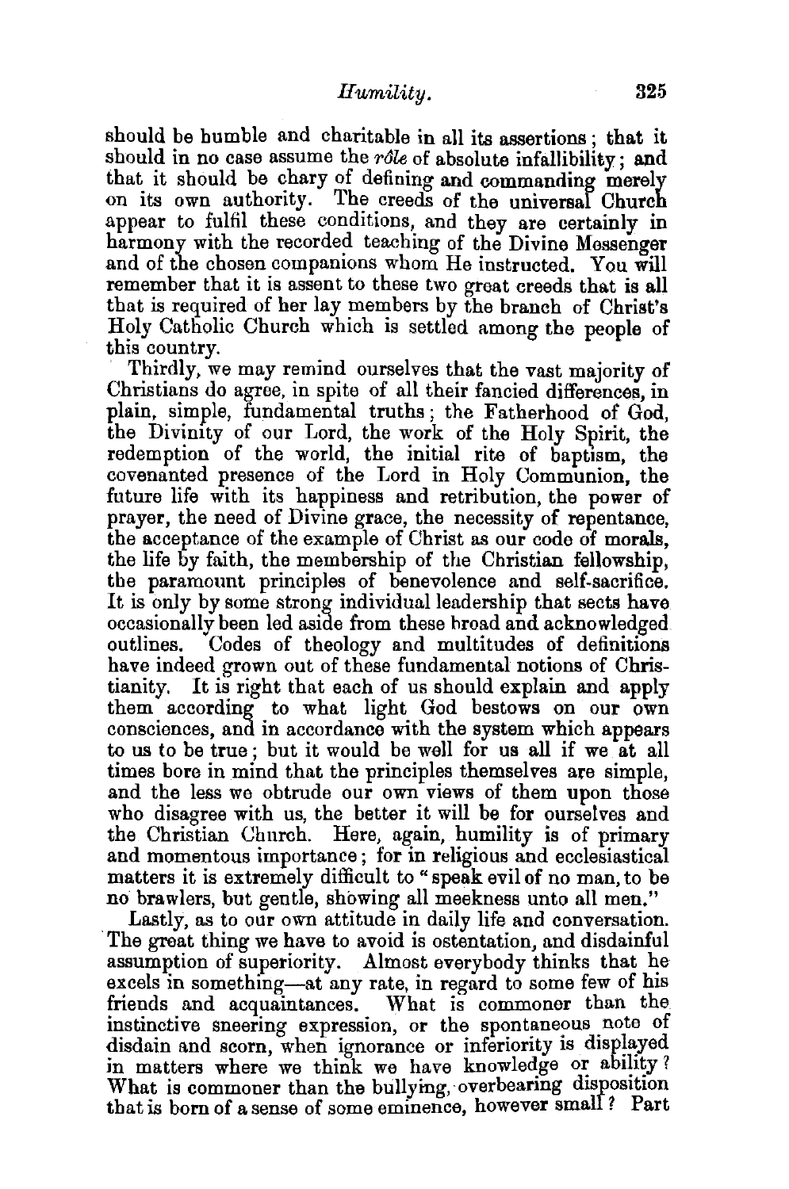should be humble and charitable in all its assertions; that it should in no case assume the *rôle* of absolute infallibility; and that it should be chary of defining and commanding merely on its own authority. The creeds of the universal Church appear to fulfil these conditions, and they are certainly in harmony with the recorded teaching of the Divine Messenger and of the chosen companions whom He instructed. You will remember that it is assent to these two great creeds that is all that is required of her lay members by the branch of Christ's Holy Catholic Church which is settled among the people of this country.

Thirdly, we may remind ourselves that the vast majority of Christians do agree, in spite of all their fancied differences, in plain, simple, fundamental truths; the Fatherhood of God, the Divinity of our Lord, the work of the Holy Spirit, the redemption of the world, the initial rite of baptism, the covenanted presence of the Lord in Holy Communion, the future life with its happiness and retribution, the power of prayer, the need of Divine grace, the necessity of repentance, the acceptance of the example of Christ as our code of morals, the life by faith, the membership of the Christian fellowship, the paramount principles of benevolence and self-sacrifice. It is only by some strong individual leadership that sects have occasionally been led aside from these broad and acknowledged outlines. Codes of theology and multitudes of definitions have indeed grown out of these fundamental notions of Christianity. It is right that each of us should explain and apply them according to what light God bestows on our own consciences, and in accordance with the system which appears to us to be true; but it would be well for us all if we at all times bore in mind that the principles themselves are simple, and the less we obtrude our own views of them upon those who disagree with us, the better it will be for ourselves and the Christian Church. Here, again, humility is of primary and momentous importance; for in religious and ecclesiastical matters it is extremely difficult to "speak evil of no man, to be no brawlers, but gentle, showing all meekness unto all men."

Lastly, as to our own attitude in daily life and conversation. The great thing we have to avoid is ostentation, and disdainful assumption of superiority. Almost everybody thinks that he excels in something—at any rate, in regard to some few of his friends and acquaintances. What is commoner than the instinctive sneering expression, or the spontaneous note of disdain and scorn, when ignorance or inferiority is displayed in matters where we think we have knowledge or ability? What is commoner than the bullying, overbearing disposition that is born of a sense of some eminence, however small? Part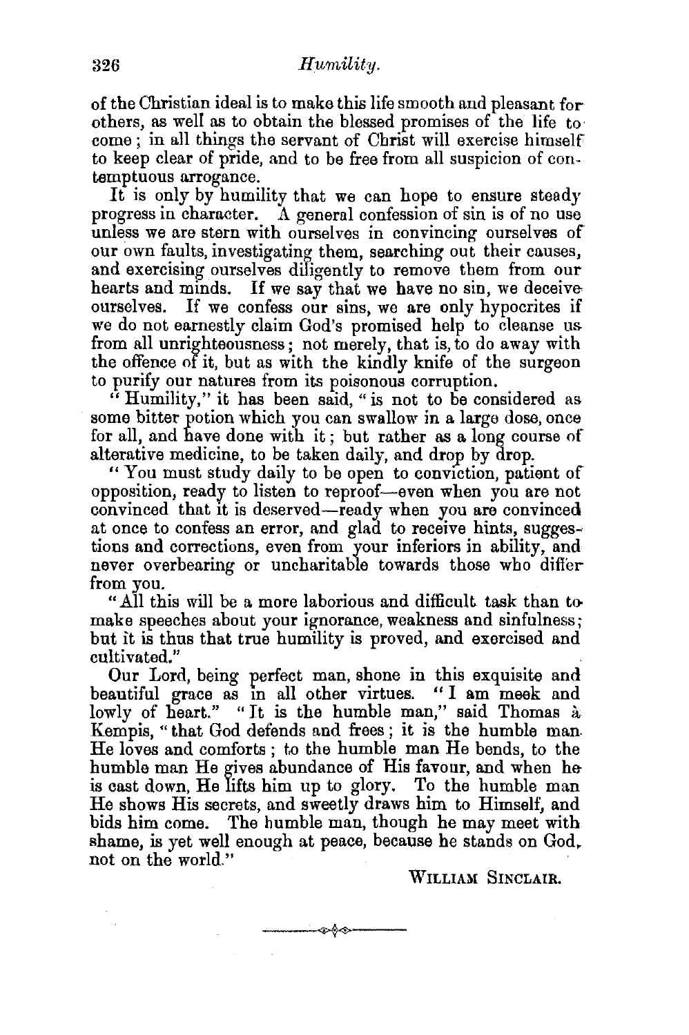of the Christian ideal is to make this life smooth and pleasant for others, as well as to obtain the blessed promises of the life to come; in all things the servant of Christ will exercise himself to keep clear of pride, and to be free from all suspicion of contemptuous arrogance.

It is only by humility that we can hope to ensure steady progress in character. A general confession of sin is of no use unless we are stern with ourselves in convincing ourselves of our own faults, investigating them, searching out their causes, and exercising ourselves diligently to remove them from our hearts and minds. If we say that we have no sin, we deceive ourselves. If we confess our sins, we are only hypocrites if we do not earnestly claim God's promised help to cleanse us from all unrighteousness; not merely, that is, to do away with the offence of it, but as with the kindly knife of the surgeon to purify our natures from its poisonous corruption.

"Humility," it has been said, "is not to be considered as some bitter potion which you can swallow in a large dose, once for all, and have done with it; but rather as a long course of alterative medicine, to be taken daily, and drop by drop.

"You must study daily to be open to conviction, patient of opposition, ready to listen to reproof—even when you are not convinced that it is deserved—ready when you are convinced at once to confess an error, and glad to receive hints, suggestions and corrections, even from your inferiors in ability, and never overbearing or uncharitable towards those who differ from you.

"All this will be a more laborious and difficult task than to make speeches about your ignorance, weakness and sinfulness; but it is thus that true humility is proved, and exercised and cultivated."

Our Lord, being perfect man, shone in this exquisite and beautiful grace as in all other virtues. "I am meek and lowly of heart." "It is the humble man," said Thomas à Kempis, "that God defends and frees; it is the humble man He loves and comforts; to the humble man He bends, to the humble man He gives abundance of His favour, and when he is cast down, He lifts him up to glory. To the humble man He shows His secrets, and sweetly draws him to Himself, and bids him come. The humble man, though he may meet with shame, is yet well enough at peace, because he stands on God, not on the world."

William Sinclair.